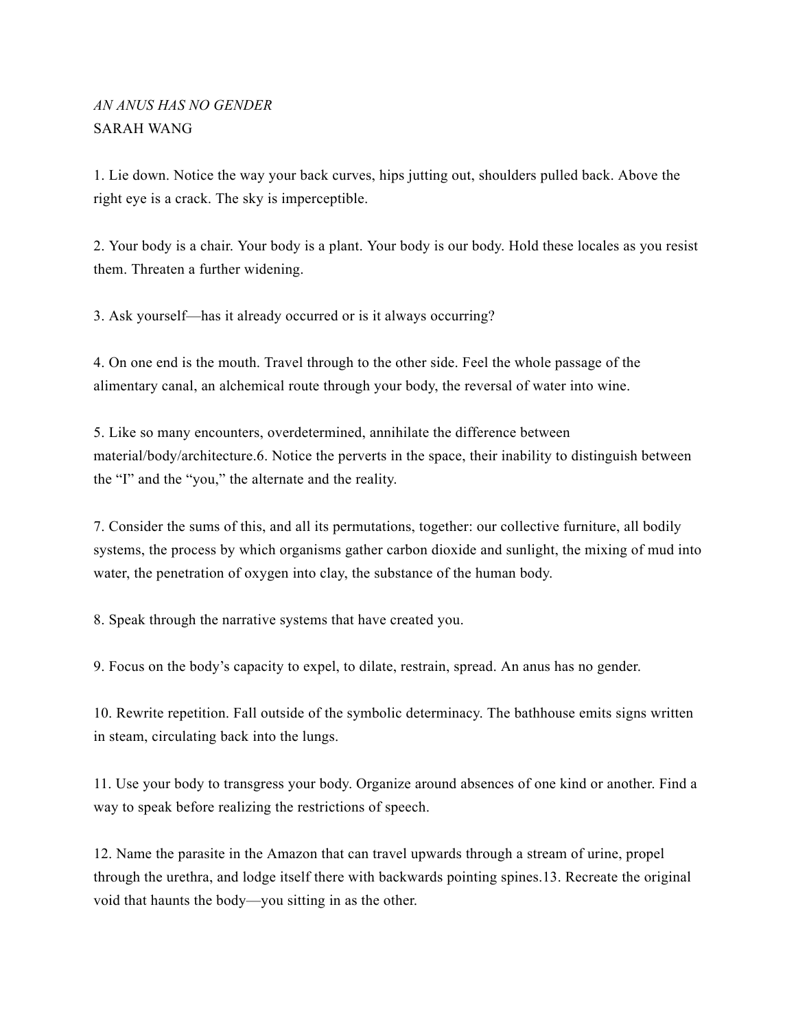*AN ANUS HAS NO GENDER*
SARAH WANG

1. Lie down. Notice the way your back curves, hips jutting out, shoulders pulled back. Above the right eye is a crack. The sky is imperceptible.

2. Your body is a chair. Your body is a plant. Your body is our body. Hold these locales as you resist them. Threaten a further widening.

3. Ask yourself—has it already occurred or is it always occurring?

4. On one end is the mouth. Travel through to the other side. Feel the whole passage of the alimentary canal, an alchemical route through your body, the reversal of water into wine.

5. Like so many encounters, overdetermined, annihilate the difference between material/body/architecture.6. Notice the perverts in the space, their inability to distinguish between the "I" and the "you," the alternate and the reality.

7. Consider the sums of this, and all its permutations, together: our collective furniture, all bodily systems, the process by which organisms gather carbon dioxide and sunlight, the mixing of mud into water, the penetration of oxygen into clay, the substance of the human body.

8. Speak through the narrative systems that have created you.

9. Focus on the body's capacity to expel, to dilate, restrain, spread. An anus has no gender.

10. Rewrite repetition. Fall outside of the symbolic determinacy. The bathhouse emits signs written in steam, circulating back into the lungs.

11. Use your body to transgress your body. Organize around absences of one kind or another. Find a way to speak before realizing the restrictions of speech.

12. Name the parasite in the Amazon that can travel upwards through a stream of urine, propel through the urethra, and lodge itself there with backwards pointing spines.13. Recreate the original void that haunts the body—you sitting in as the other.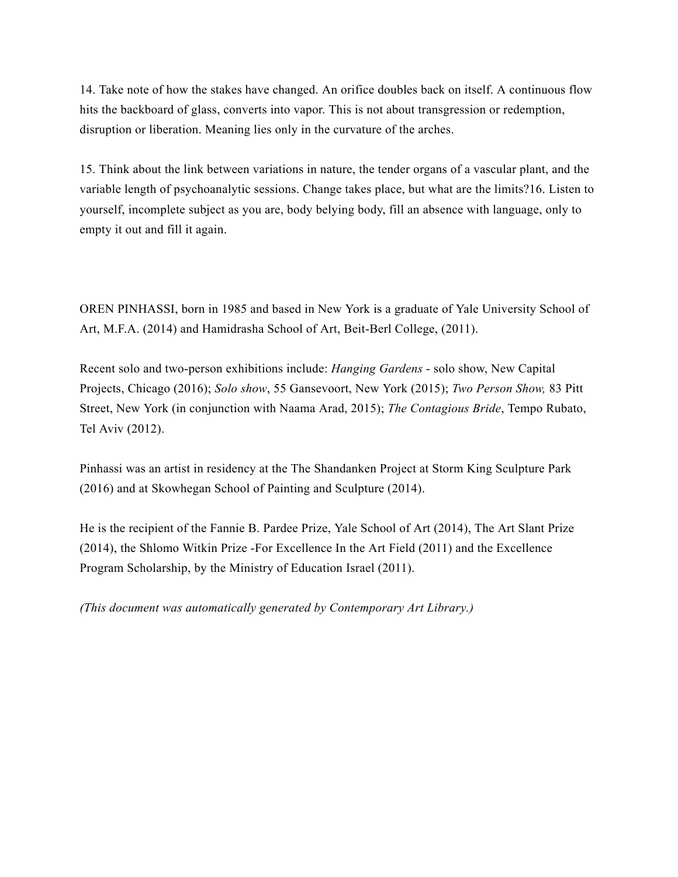14. Take note of how the stakes have changed. An orifice doubles back on itself. A continuous flow hits the backboard of glass, converts into vapor. This is not about transgression or redemption, disruption or liberation. Meaning lies only in the curvature of the arches.

15. Think about the link between variations in nature, the tender organs of a vascular plant, and the variable length of psychoanalytic sessions. Change takes place, but what are the limits?16. Listen to yourself, incomplete subject as you are, body belying body, fill an absence with language, only to empty it out and fill it again.

OREN PINHASSI, born in 1985 and based in New York is a graduate of Yale University School of Art, M.F.A. (2014) and Hamidrasha School of Art, Beit-Berl College, (2011).

Recent solo and two-person exhibitions include: *Hanging Gardens* - solo show, New Capital Projects, Chicago (2016); *Solo show*, 55 Gansevoort, New York (2015); *Two Person Show,* 83 Pitt Street, New York (in conjunction with Naama Arad, 2015); *The Contagious Bride*, Tempo Rubato, Tel Aviv (2012).

Pinhassi was an artist in residency at the The Shandanken Project at Storm King Sculpture Park (2016) and at Skowhegan School of Painting and Sculpture (2014).

He is the recipient of the Fannie B. Pardee Prize, Yale School of Art (2014), The Art Slant Prize (2014), the Shlomo Witkin Prize -For Excellence In the Art Field (2011) and the Excellence Program Scholarship, by the Ministry of Education Israel (2011).

*(This document was automatically generated by Contemporary Art Library.)*